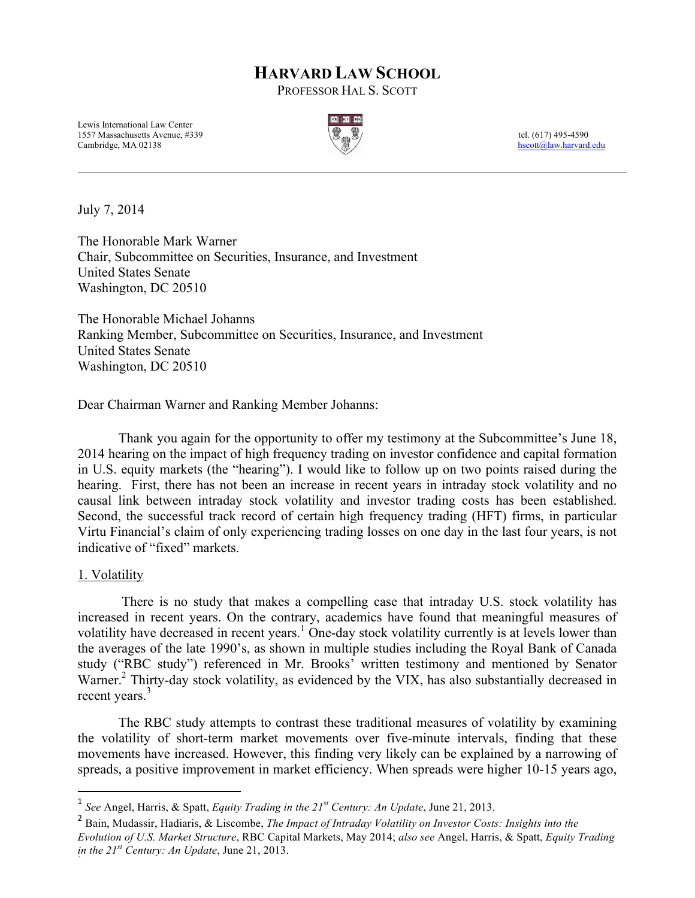# HARVARD LAW SCHOOL

PROFESSOR HAL S. SCOTT

Lewis International Law Center
1557 Massachusetts Avenue, #339
Cambridge, MA 02138

tel. (617) 495-4590
hscott@law.harvard.edu

---

July 7, 2014

The Honorable Mark Warner
Chair, Subcommittee on Securities, Insurance, and Investment
United States Senate
Washington, DC 20510

The Honorable Michael Johanns
Ranking Member, Subcommittee on Securities, Insurance, and Investment
United States Senate
Washington, DC 20510

Dear Chairman Warner and Ranking Member Johanns:

Thank you again for the opportunity to offer my testimony at the Subcommittee's June 18, 2014 hearing on the impact of high frequency trading on investor confidence and capital formation in U.S. equity markets (the "hearing"). I would like to follow up on two points raised during the hearing. First, there has not been an increase in recent years in intraday stock volatility and no causal link between intraday stock volatility and investor trading costs has been established. Second, the successful track record of certain high frequency trading (HFT) firms, in particular Virtu Financial's claim of only experiencing trading losses on one day in the last four years, is not indicative of "fixed" markets.

## 1. Volatility

There is no study that makes a compelling case that intraday U.S. stock volatility has increased in recent years. On the contrary, academics have found that meaningful measures of volatility have decreased in recent years.[1] One-day stock volatility currently is at levels lower than the averages of the late 1990's, as shown in multiple studies including the Royal Bank of Canada study ("RBC study") referenced in Mr. Brooks' written testimony and mentioned by Senator Warner.[2] Thirty-day stock volatility, as evidenced by the VIX, has also substantially decreased in recent years.[3]

The RBC study attempts to contrast these traditional measures of volatility by examining the volatility of short-term market movements over five-minute intervals, finding that these movements have increased. However, this finding very likely can be explained by a narrowing of spreads, a positive improvement in market efficiency. When spreads were higher 10-15 years ago,

---

[1] *See* Angel, Harris, & Spatt, *Equity Trading in the 21st Century: An Update*, June 21, 2013.

[2] Bain, Mudassir, Hadiaris, & Liscombe, *The Impact of Intraday Volatility on Investor Costs: Insights into the Evolution of U.S. Market Structure*, RBC Capital Markets, May 2014; *also see* Angel, Harris, & Spatt, *Equity Trading in the 21st Century: An Update*, June 21, 2013.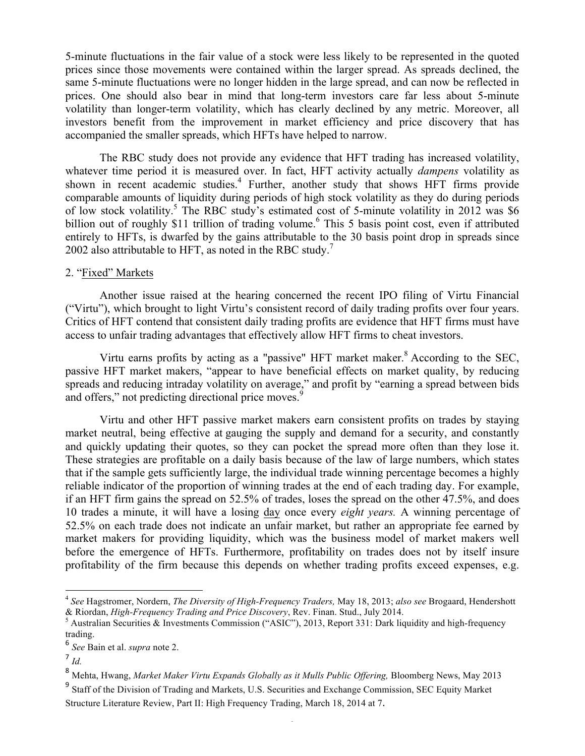5-minute fluctuations in the fair value of a stock were less likely to be represented in the quoted prices since those movements were contained within the larger spread. As spreads declined, the same 5-minute fluctuations were no longer hidden in the large spread, and can now be reflected in prices. One should also bear in mind that long-term investors care far less about 5-minute volatility than longer-term volatility, which has clearly declined by any metric. Moreover, all investors benefit from the improvement in market efficiency and price discovery that has accompanied the smaller spreads, which HFTs have helped to narrow.

The RBC study does not provide any evidence that HFT trading has increased volatility, whatever time period it is measured over. In fact, HFT activity actually *dampens* volatility as shown in recent academic studies.[4] Further, another study that shows HFT firms provide comparable amounts of liquidity during periods of high stock volatility as they do during periods of low stock volatility.[5] The RBC study's estimated cost of 5-minute volatility in 2012 was $6 billion out of roughly $11 trillion of trading volume.[6] This 5 basis point cost, even if attributed entirely to HFTs, is dwarfed by the gains attributable to the 30 basis point drop in spreads since 2002 also attributable to HFT, as noted in the RBC study.[7]

2. <u>"Fixed" Markets</u>

Another issue raised at the hearing concerned the recent IPO filing of Virtu Financial ("Virtu"), which brought to light Virtu's consistent record of daily trading profits over four years. Critics of HFT contend that consistent daily trading profits are evidence that HFT firms must have access to unfair trading advantages that effectively allow HFT firms to cheat investors.

Virtu earns profits by acting as a "passive" HFT market maker.[8] According to the SEC, passive HFT market makers, "appear to have beneficial effects on market quality, by reducing spreads and reducing intraday volatility on average," and profit by "earning a spread between bids and offers," not predicting directional price moves.[9]

Virtu and other HFT passive market makers earn consistent profits on trades by staying market neutral, being effective at gauging the supply and demand for a security, and constantly and quickly updating their quotes, so they can pocket the spread more often than they lose it. These strategies are profitable on a daily basis because of the law of large numbers, which states that if the sample gets sufficiently large, the individual trade winning percentage becomes a highly reliable indicator of the proportion of winning trades at the end of each trading day. For example, if an HFT firm gains the spread on 52.5% of trades, loses the spread on the other 47.5%, and does 10 trades a minute, it will have a losing <u>day</u> once every *eight years.* A winning percentage of 52.5% on each trade does not indicate an unfair market, but rather an appropriate fee earned by market makers for providing liquidity, which was the business model of market makers well before the emergence of HFTs. Furthermore, profitability on trades does not by itself insure profitability of the firm because this depends on whether trading profits exceed expenses, e.g.

---

[4] *See* Hagstromer, Nordern, *The Diversity of High-Frequency Traders,* May 18, 2013; *also see* Brogaard, Hendershott & Riordan, *High-Frequency Trading and Price Discovery*, Rev. Finan. Stud., July 2014.

[5] Australian Securities & Investments Commission ("ASIC"), 2013, Report 331: Dark liquidity and high-frequency trading.

[6] *See* Bain et al. *supra* note 2.

[7] *Id.*

[8] Mehta, Hwang, *Market Maker Virtu Expands Globally as it Mulls Public Offering,* Bloomberg News, May 2013

[9] Staff of the Division of Trading and Markets, U.S. Securities and Exchange Commission, SEC Equity Market Structure Literature Review, Part II: High Frequency Trading, March 18, 2014 at 7.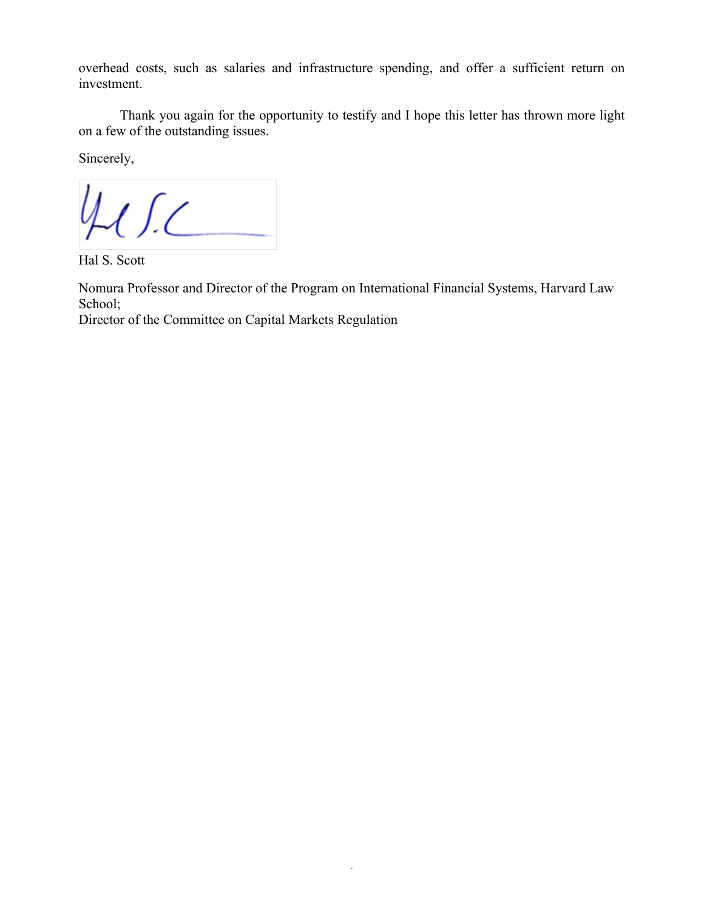overhead costs, such as salaries and infrastructure spending, and offer a sufficient return on investment.

Thank you again for the opportunity to testify and I hope this letter has thrown more light on a few of the outstanding issues.

Sincerely,

Hal S. Scott

Nomura Professor and Director of the Program on International Financial Systems, Harvard Law School;
Director of the Committee on Capital Markets Regulation